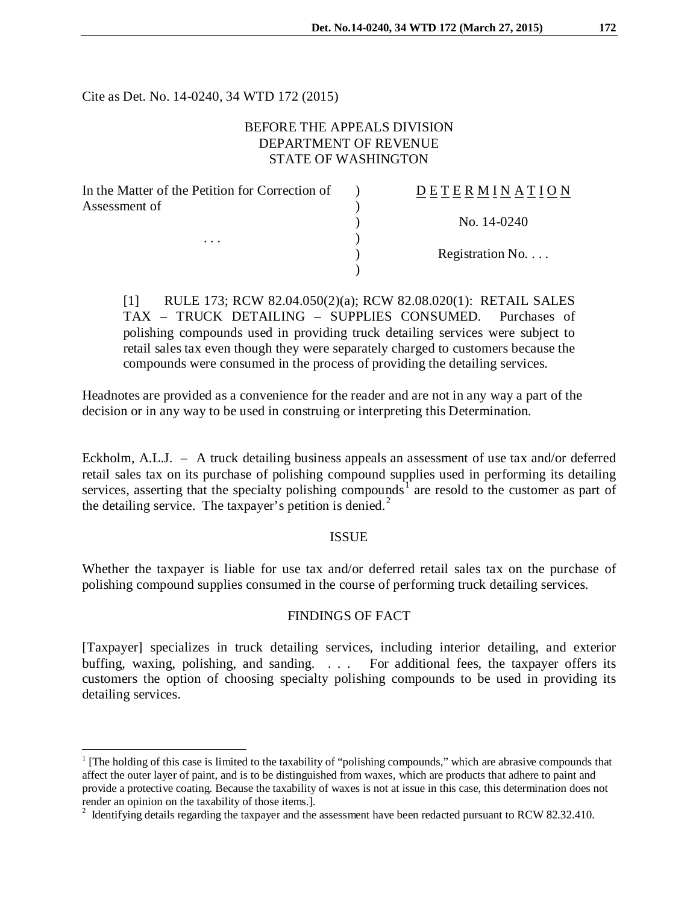Cite as Det. No. 14-0240, 34 WTD 172 (2015)

BEFORE THE APPEALS DIVISION
DEPARTMENT OF REVENUE
STATE OF WASHINGTON

| | | |
|---|---|---|
| In the Matter of the Petition for Correction of Assessment of | ) | D E T E R M I N A T I O N |
| | ) | |
| | ) | No. 14-0240 |
| . . . | ) | |
| | ) | Registration No. . . . |
| | ) | |

[1] RULE 173; RCW 82.04.050(2)(a); RCW 82.08.020(1): RETAIL SALES TAX – TRUCK DETAILING – SUPPLIES CONSUMED. Purchases of polishing compounds used in providing truck detailing services were subject to retail sales tax even though they were separately charged to customers because the compounds were consumed in the process of providing the detailing services.

Headnotes are provided as a convenience for the reader and are not in any way a part of the decision or in any way to be used in construing or interpreting this Determination.

Eckholm, A.L.J. – A truck detailing business appeals an assessment of use tax and/or deferred retail sales tax on its purchase of polishing compound supplies used in performing its detailing services, asserting that the specialty polishing compounds[1] are resold to the customer as part of the detailing service. The taxpayer's petition is denied.[2]

## ISSUE

Whether the taxpayer is liable for use tax and/or deferred retail sales tax on the purchase of polishing compound supplies consumed in the course of performing truck detailing services.

## FINDINGS OF FACT

[Taxpayer] specializes in truck detailing services, including interior detailing, and exterior buffing, waxing, polishing, and sanding. . . . For additional fees, the taxpayer offers its customers the option of choosing specialty polishing compounds to be used in providing its detailing services.

---

[1] [The holding of this case is limited to the taxability of "polishing compounds," which are abrasive compounds that affect the outer layer of paint, and is to be distinguished from waxes, which are products that adhere to paint and provide a protective coating. Because the taxability of waxes is not at issue in this case, this determination does not render an opinion on the taxability of those items.].

[2] Identifying details regarding the taxpayer and the assessment have been redacted pursuant to RCW 82.32.410.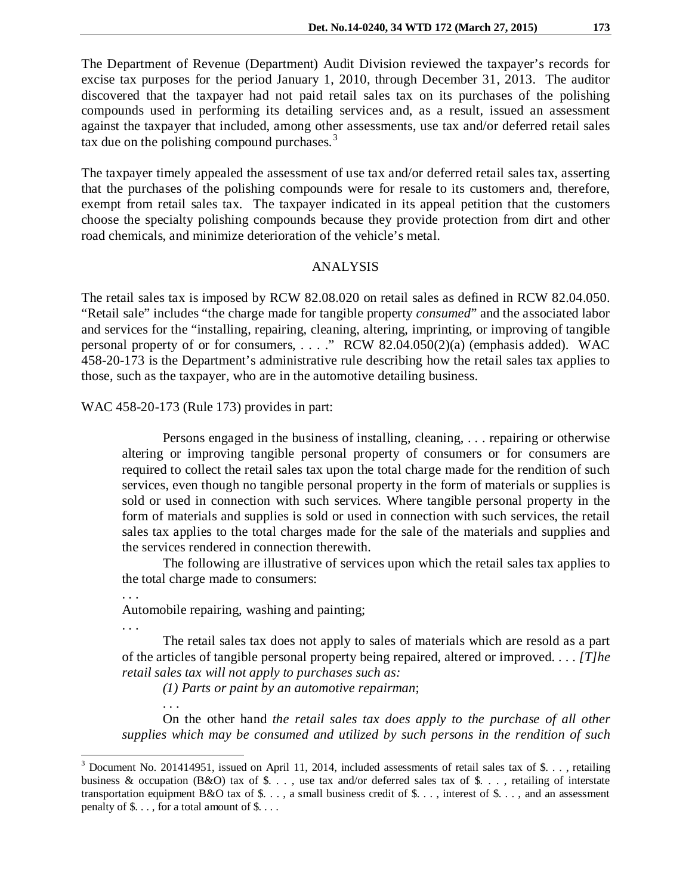The Department of Revenue (Department) Audit Division reviewed the taxpayer's records for excise tax purposes for the period January 1, 2010, through December 31, 2013. The auditor discovered that the taxpayer had not paid retail sales tax on its purchases of the polishing compounds used in performing its detailing services and, as a result, issued an assessment against the taxpayer that included, among other assessments, use tax and/or deferred retail sales tax due on the polishing compound purchases.[3]

The taxpayer timely appealed the assessment of use tax and/or deferred retail sales tax, asserting that the purchases of the polishing compounds were for resale to its customers and, therefore, exempt from retail sales tax. The taxpayer indicated in its appeal petition that the customers choose the specialty polishing compounds because they provide protection from dirt and other road chemicals, and minimize deterioration of the vehicle's metal.

## ANALYSIS

The retail sales tax is imposed by RCW 82.08.020 on retail sales as defined in RCW 82.04.050. "Retail sale" includes "the charge made for tangible property *consumed*" and the associated labor and services for the "installing, repairing, cleaning, altering, imprinting, or improving of tangible personal property of or for consumers, . . . ." RCW 82.04.050(2)(a) (emphasis added). WAC 458-20-173 is the Department's administrative rule describing how the retail sales tax applies to those, such as the taxpayer, who are in the automotive detailing business.

WAC 458-20-173 (Rule 173) provides in part:

> Persons engaged in the business of installing, cleaning, . . . repairing or otherwise altering or improving tangible personal property of consumers or for consumers are required to collect the retail sales tax upon the total charge made for the rendition of such services, even though no tangible personal property in the form of materials or supplies is sold or used in connection with such services. Where tangible personal property in the form of materials and supplies is sold or used in connection with such services, the retail sales tax applies to the total charges made for the sale of the materials and supplies and the services rendered in connection therewith.
>
> The following are illustrative of services upon which the retail sales tax applies to the total charge made to consumers:
>
> . . .
>
> Automobile repairing, washing and painting;
>
> . . .
>
> The retail sales tax does not apply to sales of materials which are resold as a part of the articles of tangible personal property being repaired, altered or improved. . . . *[T]he retail sales tax will not apply to purchases such as:*
>
> *(1) Parts or paint by an automotive repairman*;
>
> . . .
>
> On the other hand *the retail sales tax does apply to the purchase of all other supplies which may be consumed and utilized by such persons in the rendition of such*

---

[3] Document No. 201414951, issued on April 11, 2014, included assessments of retail sales tax of $. . . , retailing business & occupation (B&O) tax of $. . . , use tax and/or deferred sales tax of $. . . , retailing of interstate transportation equipment B&O tax of $. . . , a small business credit of $. . . , interest of $. . . , and an assessment penalty of $. . . , for a total amount of $. . . .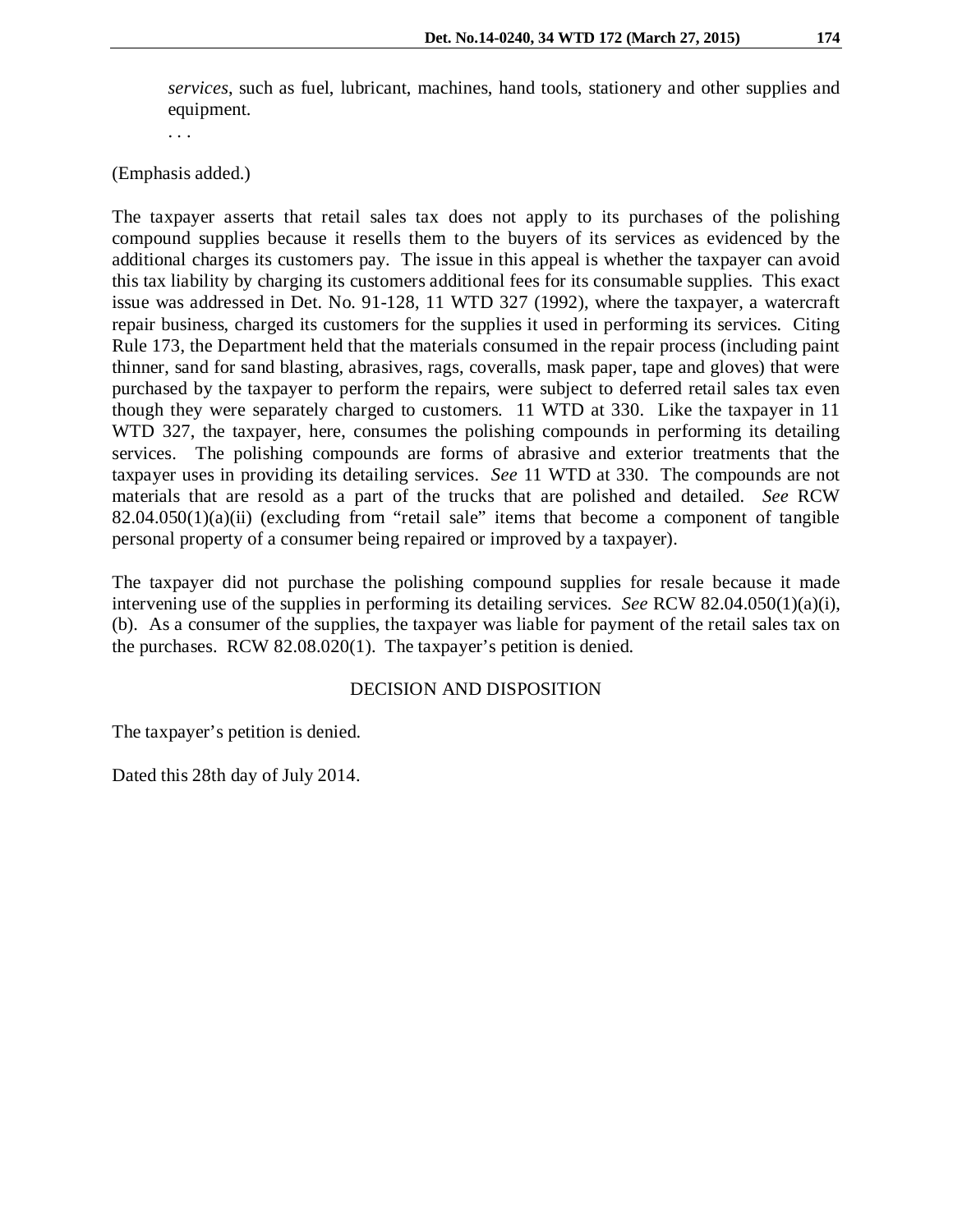*services*, such as fuel, lubricant, machines, hand tools, stationery and other supplies and equipment.

. . .

(Emphasis added.)

The taxpayer asserts that retail sales tax does not apply to its purchases of the polishing compound supplies because it resells them to the buyers of its services as evidenced by the additional charges its customers pay. The issue in this appeal is whether the taxpayer can avoid this tax liability by charging its customers additional fees for its consumable supplies. This exact issue was addressed in Det. No. 91-128, 11 WTD 327 (1992), where the taxpayer, a watercraft repair business, charged its customers for the supplies it used in performing its services. Citing Rule 173, the Department held that the materials consumed in the repair process (including paint thinner, sand for sand blasting, abrasives, rags, coveralls, mask paper, tape and gloves) that were purchased by the taxpayer to perform the repairs, were subject to deferred retail sales tax even though they were separately charged to customers. 11 WTD at 330. Like the taxpayer in 11 WTD 327, the taxpayer, here, consumes the polishing compounds in performing its detailing services. The polishing compounds are forms of abrasive and exterior treatments that the taxpayer uses in providing its detailing services. *See* 11 WTD at 330. The compounds are not materials that are resold as a part of the trucks that are polished and detailed. *See* RCW 82.04.050(1)(a)(ii) (excluding from "retail sale" items that become a component of tangible personal property of a consumer being repaired or improved by a taxpayer).

The taxpayer did not purchase the polishing compound supplies for resale because it made intervening use of the supplies in performing its detailing services. *See* RCW 82.04.050(1)(a)(i), (b). As a consumer of the supplies, the taxpayer was liable for payment of the retail sales tax on the purchases. RCW 82.08.020(1). The taxpayer's petition is denied.

## DECISION AND DISPOSITION

The taxpayer's petition is denied.

Dated this 28th day of July 2014.